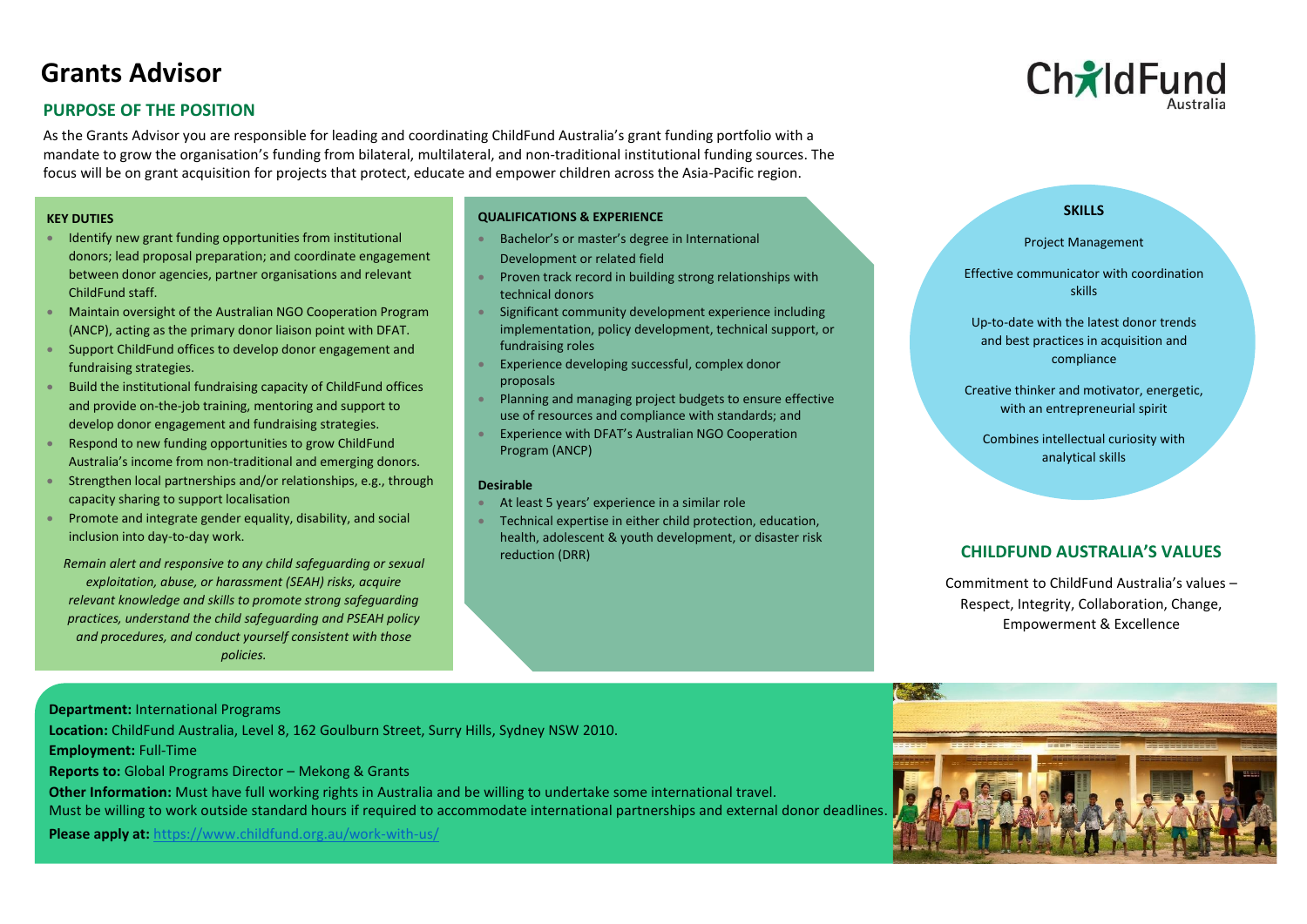# Grants Advisor

## PURPOSE OF THE POSITION

As the Grants Advisor you are responsible for leading and coordinating ChildFund Australia's grant funding portfolio with a mandate to grow the organisation's funding from bilateral, multilateral, and non-traditional institutional funding sources. The focus will be on grant acquisition for projects that protect, educate and empower children across the Asia-Pacific region.

### KEY DUTIES

- Identify new grant funding opportunities from institutional donors; lead proposal preparation; and coordinate engagement between donor agencies, partner organisations and relevant ChildFund staff.
- Maintain oversight of the Australian NGO Cooperation Program (ANCP), acting as the primary donor liaison point with DFAT.
- Support ChildFund offices to develop donor engagement and fundraising strategies.
- Build the institutional fundraising capacity of ChildFund offices and provide on-the-job training, mentoring and support to develop donor engagement and fundraising strategies.
- Respond to new funding opportunities to grow ChildFund Australia's income from non-traditional and emerging donors.
- Strengthen local partnerships and/or relationships, e.g., through capacity sharing to support localisation
- Promote and integrate gender equality, disability, and social inclusion into day-to-day work.

*Remain alert and responsive to any child safeguarding or sexual exploitation, abuse, or harassment (SEAH) risks, acquire relevant knowledge and skills to promote strong safeguarding practices, understand the child safeguarding and PSEAH policy and procedures, and conduct yourself consistent with those policies.*

### QUALIFICATIONS & EXPERIENCE

- Bachelor's or master's degree in International Development or related field
- Proven track record in building strong relationships with technical donors
- Significant community development experience including implementation, policy development, technical support, or fundraising roles
- Experience developing successful, complex donor proposals
- Planning and managing project budgets to ensure effective use of resources and compliance with standards; and
- Experience with DFAT's Australian NGO Cooperation Program (ANCP)

**Desirable**

- At least 5 years' experience in a similar role
- Technical expertise in either child protection, education, health, adolescent & youth development, or disaster risk reduction (DRR)

### SKILLS

Project Management

Effective communicator with coordination skills

Up-to-date with the latest donor trends and best practices in acquisition and compliance

Creative thinker and motivator, energetic, with an entrepreneurial spirit

Combines intellectual curiosity with analytical skills

## CHILDFUND AUSTRALIA'S VALUES

Commitment to ChildFund Australia's values – Respect, Integrity, Collaboration, Change, Empowerment & Excellence

**Department:** International Programs
**Location:** ChildFund Australia, Level 8, 162 Goulburn Street, Surry Hills, Sydney NSW 2010.
**Employment:** Full-Time
**Reports to:** Global Programs Director – Mekong & Grants
**Other Information:** Must have full working rights in Australia and be willing to undertake some international travel.
Must be willing to work outside standard hours if required to accommodate international partnerships and external donor deadlines.
**Please apply at:** https://www.childfund.org.au/work-with-us/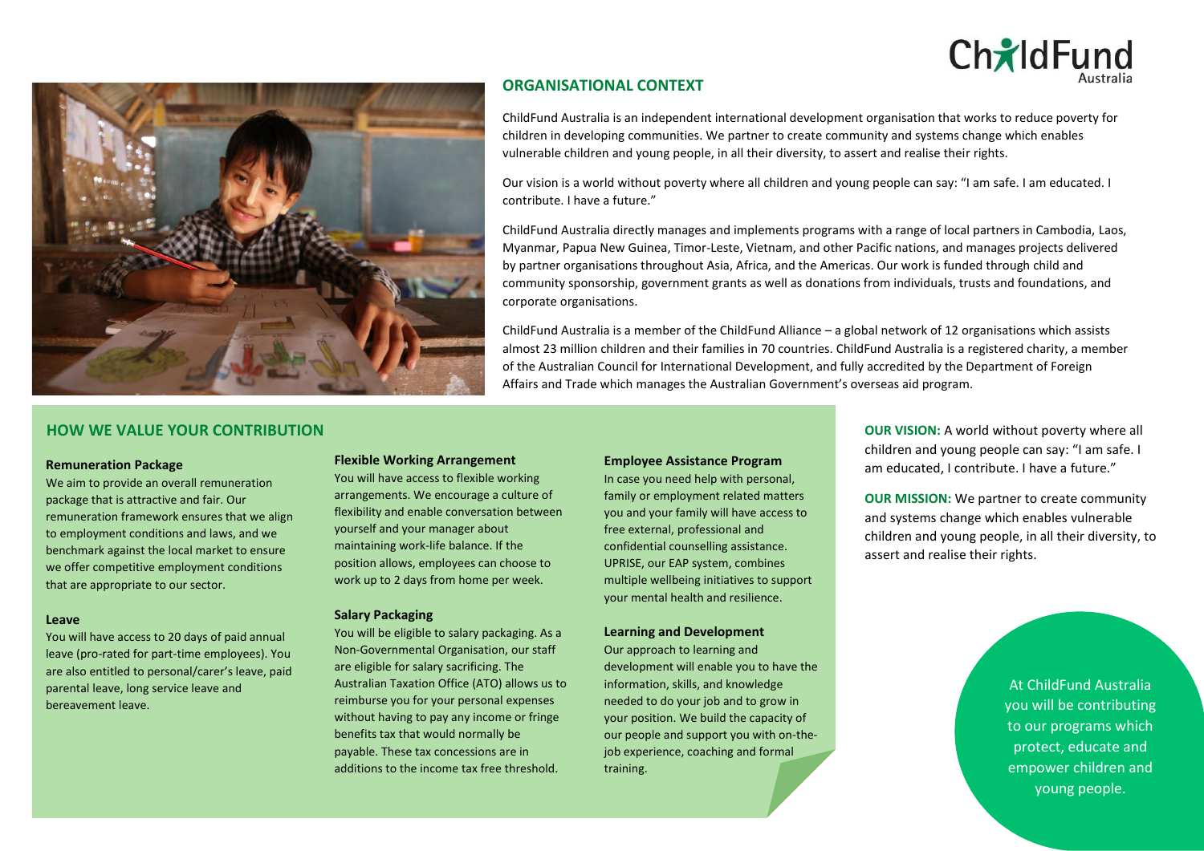## ORGANISATIONAL CONTEXT

ChildFund Australia is an independent international development organisation that works to reduce poverty for children in developing communities. We partner to create community and systems change which enables vulnerable children and young people, in all their diversity, to assert and realise their rights.

Our vision is a world without poverty where all children and young people can say: "I am safe. I am educated. I contribute. I have a future."

ChildFund Australia directly manages and implements programs with a range of local partners in Cambodia, Laos, Myanmar, Papua New Guinea, Timor-Leste, Vietnam, and other Pacific nations, and manages projects delivered by partner organisations throughout Asia, Africa, and the Americas. Our work is funded through child and community sponsorship, government grants as well as donations from individuals, trusts and foundations, and corporate organisations.

ChildFund Australia is a member of the ChildFund Alliance – a global network of 12 organisations which assists almost 23 million children and their families in 70 countries. ChildFund Australia is a registered charity, a member of the Australian Council for International Development, and fully accredited by the Department of Foreign Affairs and Trade which manages the Australian Government's overseas aid program.

## HOW WE VALUE YOUR CONTRIBUTION

### Remuneration Package

We aim to provide an overall remuneration package that is attractive and fair. Our remuneration framework ensures that we align to employment conditions and laws, and we benchmark against the local market to ensure we offer competitive employment conditions that are appropriate to our sector.

### Leave

You will have access to 20 days of paid annual leave (pro-rated for part-time employees). You are also entitled to personal/carer's leave, paid parental leave, long service leave and bereavement leave.

### Flexible Working Arrangement

You will have access to flexible working arrangements. We encourage a culture of flexibility and enable conversation between yourself and your manager about maintaining work-life balance. If the position allows, employees can choose to work up to 2 days from home per week.

### Salary Packaging

You will be eligible to salary packaging. As a Non-Governmental Organisation, our staff are eligible for salary sacrificing. The Australian Taxation Office (ATO) allows us to reimburse you for your personal expenses without having to pay any income or fringe benefits tax that would normally be payable. These tax concessions are in additions to the income tax free threshold.

### Employee Assistance Program

In case you need help with personal, family or employment related matters you and your family will have access to free external, professional and confidential counselling assistance. UPRISE, our EAP system, combines multiple wellbeing initiatives to support your mental health and resilience.

### Learning and Development

Our approach to learning and development will enable you to have the information, skills, and knowledge needed to do your job and to grow in your position. We build the capacity of our people and support you with on-the-job experience, coaching and formal training.

**OUR VISION:** A world without poverty where all children and young people can say: "I am safe. I am educated, I contribute. I have a future."

**OUR MISSION:** We partner to create community and systems change which enables vulnerable children and young people, in all their diversity, to assert and realise their rights.

At ChildFund Australia you will be contributing to our programs which protect, educate and empower children and young people.